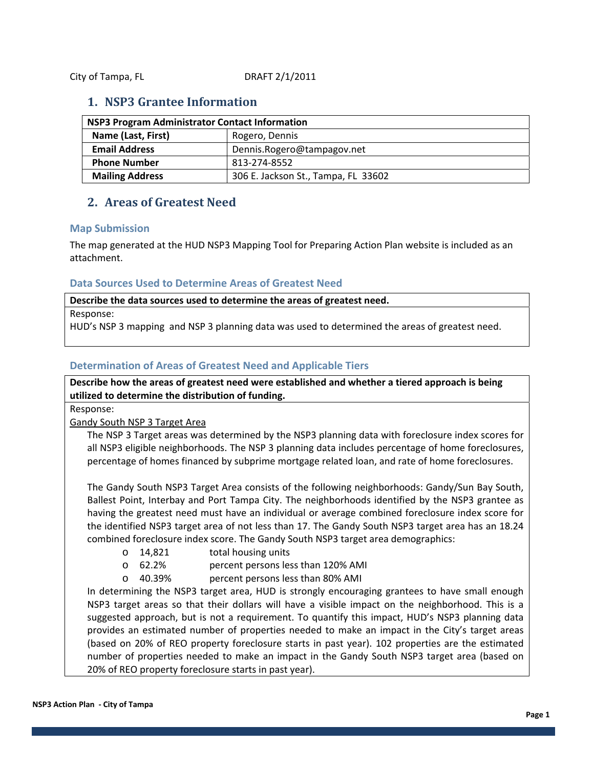City of Tampa, FL DRAFT 2/1/2011

## 1. NSP3 Grantee Information

| NSP3 Program Administrator Contact Information | |
|---|---|
| **Name (Last, First)** | Rogero, Dennis |
| **Email Address** | Dennis.Rogero@tampagov.net |
| **Phone Number** | 813-274-8552 |
| **Mailing Address** | 306 E. Jackson St., Tampa, FL 33602 |

## 2. Areas of Greatest Need

### Map Submission

The map generated at the HUD NSP3 Mapping Tool for Preparing Action Plan website is included as an attachment.

### Data Sources Used to Determine Areas of Greatest Need

**Describe the data sources used to determine the areas of greatest need.**

Response:
HUD's NSP 3 mapping and NSP 3 planning data was used to determined the areas of greatest need.

### Determination of Areas of Greatest Need and Applicable Tiers

**Describe how the areas of greatest need were established and whether a tiered approach is being utilized to determine the distribution of funding.**

Response:

Gandy South NSP 3 Target Area

The NSP 3 Target areas was determined by the NSP3 planning data with foreclosure index scores for all NSP3 eligible neighborhoods. The NSP 3 planning data includes percentage of home foreclosures, percentage of homes financed by subprime mortgage related loan, and rate of home foreclosures.

The Gandy South NSP3 Target Area consists of the following neighborhoods: Gandy/Sun Bay South, Ballest Point, Interbay and Port Tampa City. The neighborhoods identified by the NSP3 grantee as having the greatest need must have an individual or average combined foreclosure index score for the identified NSP3 target area of not less than 17. The Gandy South NSP3 target area has an 18.24 combined foreclosure index score. The Gandy South NSP3 target area demographics:

- 14,821 total housing units
- 62.2% percent persons less than 120% AMI
- 40.39% percent persons less than 80% AMI

In determining the NSP3 target area, HUD is strongly encouraging grantees to have small enough NSP3 target areas so that their dollars will have a visible impact on the neighborhood. This is a suggested approach, but is not a requirement. To quantify this impact, HUD's NSP3 planning data provides an estimated number of properties needed to make an impact in the City's target areas (based on 20% of REO property foreclosure starts in past year). 102 properties are the estimated number of properties needed to make an impact in the Gandy South NSP3 target area (based on 20% of REO property foreclosure starts in past year).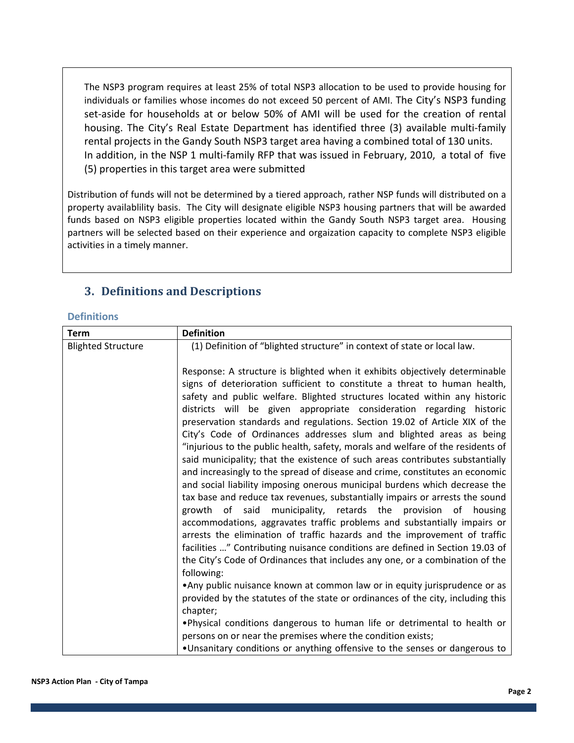The NSP3 program requires at least 25% of total NSP3 allocation to be used to provide housing for individuals or families whose incomes do not exceed 50 percent of AMI. The City's NSP3 funding set-aside for households at or below 50% of AMI will be used for the creation of rental housing. The City's Real Estate Department has identified three (3) available multi-family rental projects in the Gandy South NSP3 target area having a combined total of 130 units. In addition, in the NSP 1 multi-family RFP that was issued in February, 2010, a total of five (5) properties in this target area were submitted

Distribution of funds will not be determined by a tiered approach, rather NSP funds will distributed on a property availablility basis. The City will designate eligible NSP3 housing partners that will be awarded funds based on NSP3 eligible properties located within the Gandy South NSP3 target area. Housing partners will be selected based on their experience and orgaization capacity to complete NSP3 eligible activities in a timely manner.

## 3. Definitions and Descriptions

### Definitions

| Term | Definition |
|---|---|
| Blighted Structure | (1) Definition of "blighted structure" in context of state or local law.<br><br>Response: A structure is blighted when it exhibits objectively determinable signs of deterioration sufficient to constitute a threat to human health, safety and public welfare. Blighted structures located within any historic districts will be given appropriate consideration regarding historic preservation standards and regulations. Section 19.02 of Article XIX of the City's Code of Ordinances addresses slum and blighted areas as being "injurious to the public health, safety, morals and welfare of the residents of said municipality; that the existence of such areas contributes substantially and increasingly to the spread of disease and crime, constitutes an economic and social liability imposing onerous municipal burdens which decrease the tax base and reduce tax revenues, substantially impairs or arrests the sound growth of said municipality, retards the provision of housing accommodations, aggravates traffic problems and substantially impairs or arrests the elimination of traffic hazards and the improvement of traffic facilities …" Contributing nuisance conditions are defined in Section 19.03 of the City's Code of Ordinances that includes any one, or a combination of the following:<br>• Any public nuisance known at common law or in equity jurisprudence or as provided by the statutes of the state or ordinances of the city, including this chapter;<br>• Physical conditions dangerous to human life or detrimental to health or persons on or near the premises where the condition exists;<br>• Unsanitary conditions or anything offensive to the senses or dangerous to |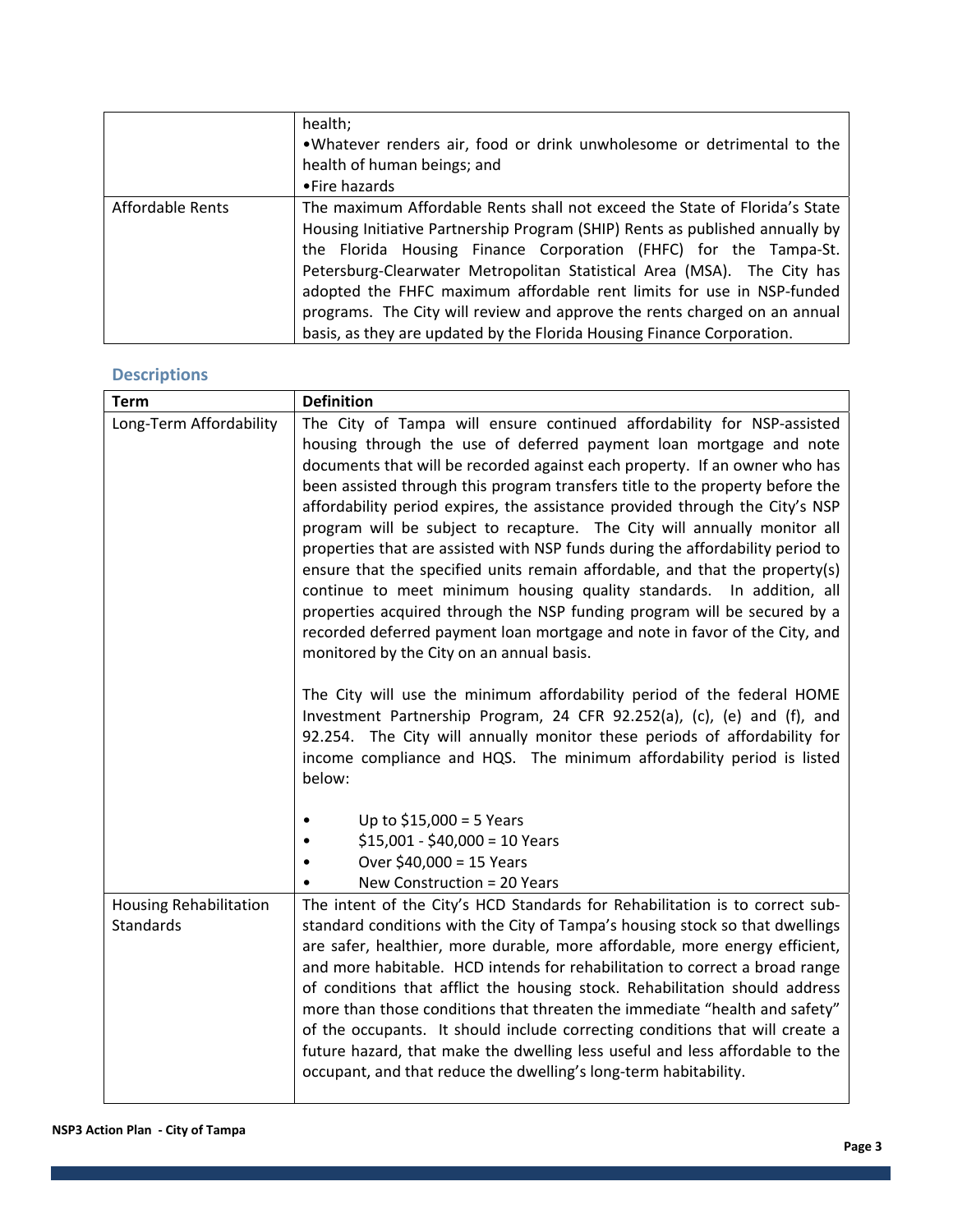| | |
|---|---|
| | health;<br>•Whatever renders air, food or drink unwholesome or detrimental to the health of human beings; and<br>•Fire hazards |
| Affordable Rents | The maximum Affordable Rents shall not exceed the State of Florida's State Housing Initiative Partnership Program (SHIP) Rents as published annually by the Florida Housing Finance Corporation (FHFC) for the Tampa-St. Petersburg-Clearwater Metropolitan Statistical Area (MSA). The City has adopted the FHFC maximum affordable rent limits for use in NSP-funded programs. The City will review and approve the rents charged on an annual basis, as they are updated by the Florida Housing Finance Corporation. |

## Descriptions

| Term | Definition |
|---|---|
| Long-Term Affordability | The City of Tampa will ensure continued affordability for NSP-assisted housing through the use of deferred payment loan mortgage and note documents that will be recorded against each property. If an owner who has been assisted through this program transfers title to the property before the affordability period expires, the assistance provided through the City's NSP program will be subject to recapture. The City will annually monitor all properties that are assisted with NSP funds during the affordability period to ensure that the specified units remain affordable, and that the property(s) continue to meet minimum housing quality standards. In addition, all properties acquired through the NSP funding program will be secured by a recorded deferred payment loan mortgage and note in favor of the City, and monitored by the City on an annual basis.<br><br>The City will use the minimum affordability period of the federal HOME Investment Partnership Program, 24 CFR 92.252(a), (c), (e) and (f), and 92.254. The City will annually monitor these periods of affordability for income compliance and HQS. The minimum affordability period is listed below:<br><br>• Up to $15,000 = 5 Years<br>• $15,001 - $40,000 = 10 Years<br>• Over $40,000 = 15 Years<br>• New Construction = 20 Years |
| Housing Rehabilitation Standards | The intent of the City's HCD Standards for Rehabilitation is to correct sub-standard conditions with the City of Tampa's housing stock so that dwellings are safer, healthier, more durable, more affordable, more energy efficient, and more habitable. HCD intends for rehabilitation to correct a broad range of conditions that afflict the housing stock. Rehabilitation should address more than those conditions that threaten the immediate "health and safety" of the occupants. It should include correcting conditions that will create a future hazard, that make the dwelling less useful and less affordable to the occupant, and that reduce the dwelling's long-term habitability. |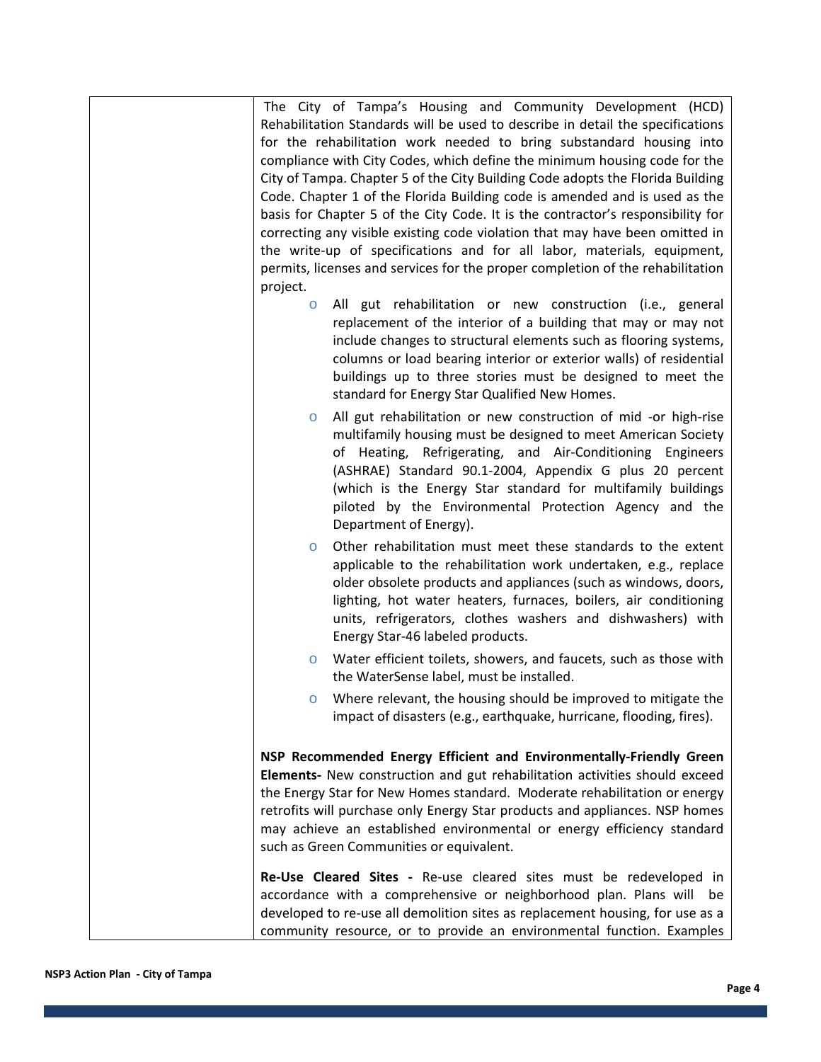| | The City of Tampa's Housing and Community Development (HCD) Rehabilitation Standards will be used to describe in detail the specifications for the rehabilitation work needed to bring substandard housing into compliance with City Codes, which define the minimum housing code for the City of Tampa. Chapter 5 of the City Building Code adopts the Florida Building Code. Chapter 1 of the Florida Building code is amended and is used as the basis for Chapter 5 of the City Code. It is the contractor's responsibility for correcting any visible existing code violation that may have been omitted in the write-up of specifications and for all labor, materials, equipment, permits, licenses and services for the proper completion of the rehabilitation project.<br>- All gut rehabilitation or new construction (i.e., general replacement of the interior of a building that may or may not include changes to structural elements such as flooring systems, columns or load bearing interior or exterior walls) of residential buildings up to three stories must be designed to meet the standard for Energy Star Qualified New Homes.<br>- All gut rehabilitation or new construction of mid -or high-rise multifamily housing must be designed to meet American Society of Heating, Refrigerating, and Air-Conditioning Engineers (ASHRAE) Standard 90.1-2004, Appendix G plus 20 percent (which is the Energy Star standard for multifamily buildings piloted by the Environmental Protection Agency and the Department of Energy).<br>- Other rehabilitation must meet these standards to the extent applicable to the rehabilitation work undertaken, e.g., replace older obsolete products and appliances (such as windows, doors, lighting, hot water heaters, furnaces, boilers, air conditioning units, refrigerators, clothes washers and dishwashers) with Energy Star-46 labeled products.<br>- Water efficient toilets, showers, and faucets, such as those with the WaterSense label, must be installed.<br>- Where relevant, the housing should be improved to mitigate the impact of disasters (e.g., earthquake, hurricane, flooding, fires).<br><br>**NSP Recommended Energy Efficient and Environmentally-Friendly Green Elements-** New construction and gut rehabilitation activities should exceed the Energy Star for New Homes standard. Moderate rehabilitation or energy retrofits will purchase only Energy Star products and appliances. NSP homes may achieve an established environmental or energy efficiency standard such as Green Communities or equivalent.<br><br>**Re-Use Cleared Sites -** Re-use cleared sites must be redeveloped in accordance with a comprehensive or neighborhood plan. Plans will be developed to re-use all demolition sites as replacement housing, for use as a community resource, or to provide an environmental function. Examples |
|---|---|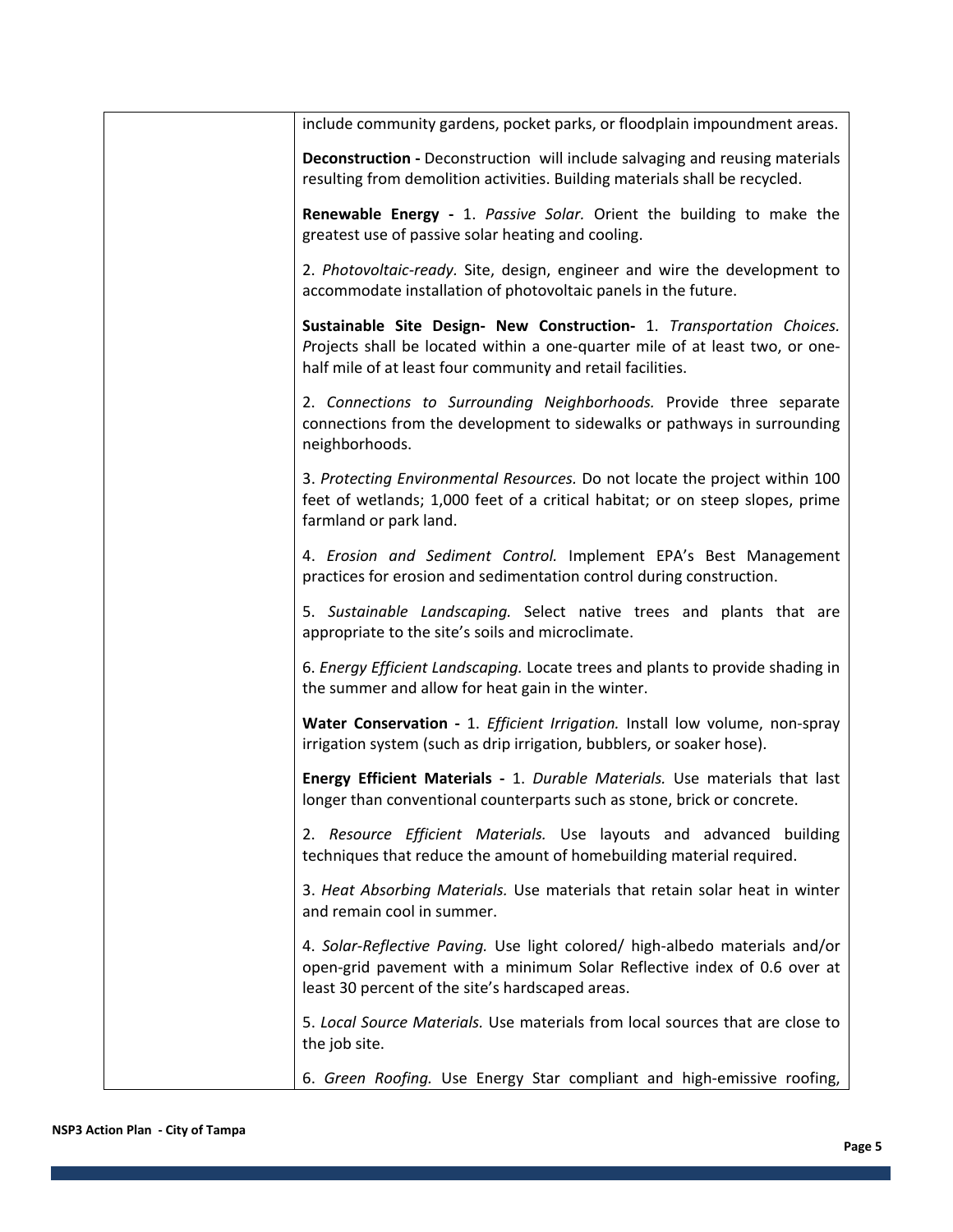| | |
|---|---|
| | include community gardens, pocket parks, or floodplain impoundment areas.<br><br>**Deconstruction -** Deconstruction will include salvaging and reusing materials resulting from demolition activities. Building materials shall be recycled.<br><br>**Renewable Energy -** 1. *Passive Solar.* Orient the building to make the greatest use of passive solar heating and cooling.<br><br>2. *Photovoltaic-ready.* Site, design, engineer and wire the development to accommodate installation of photovoltaic panels in the future.<br><br>**Sustainable Site Design- New Construction-** 1. *Transportation Choices.* Projects shall be located within a one-quarter mile of at least two, or one-half mile of at least four community and retail facilities.<br><br>2. *Connections to Surrounding Neighborhoods.* Provide three separate connections from the development to sidewalks or pathways in surrounding neighborhoods.<br><br>3. *Protecting Environmental Resources.* Do not locate the project within 100 feet of wetlands; 1,000 feet of a critical habitat; or on steep slopes, prime farmland or park land.<br><br>4. *Erosion and Sediment Control.* Implement EPA's Best Management practices for erosion and sedimentation control during construction.<br><br>5. *Sustainable Landscaping.* Select native trees and plants that are appropriate to the site's soils and microclimate.<br><br>6. *Energy Efficient Landscaping.* Locate trees and plants to provide shading in the summer and allow for heat gain in the winter.<br><br>**Water Conservation -** 1. *Efficient Irrigation.* Install low volume, non-spray irrigation system (such as drip irrigation, bubblers, or soaker hose).<br><br>**Energy Efficient Materials -** 1. *Durable Materials.* Use materials that last longer than conventional counterparts such as stone, brick or concrete.<br><br>2. *Resource Efficient Materials.* Use layouts and advanced building techniques that reduce the amount of homebuilding material required.<br><br>3. *Heat Absorbing Materials.* Use materials that retain solar heat in winter and remain cool in summer.<br><br>4. *Solar-Reflective Paving.* Use light colored/ high-albedo materials and/or open-grid pavement with a minimum Solar Reflective index of 0.6 over at least 30 percent of the site's hardscaped areas.<br><br>5. *Local Source Materials.* Use materials from local sources that are close to the job site.<br><br>6. *Green Roofing.* Use Energy Star compliant and high-emissive roofing, |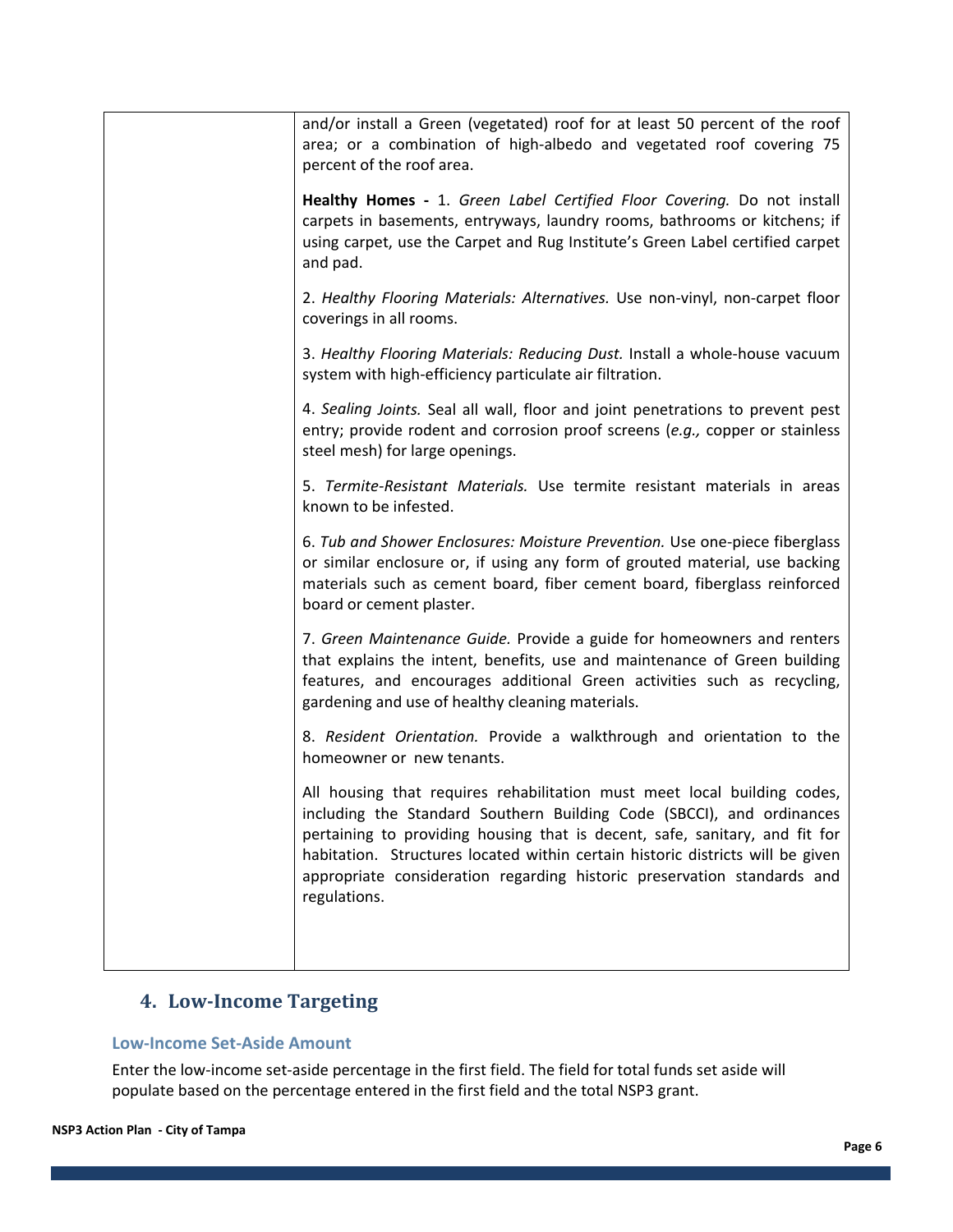| | and/or install a Green (vegetated) roof for at least 50 percent of the roof area; or a combination of high-albedo and vegetated roof covering 75 percent of the roof area.<br><br>**Healthy Homes -** 1. *Green Label Certified Floor Covering.* Do not install carpets in basements, entryways, laundry rooms, bathrooms or kitchens; if using carpet, use the Carpet and Rug Institute's Green Label certified carpet and pad.<br><br>2. *Healthy Flooring Materials: Alternatives.* Use non-vinyl, non-carpet floor coverings in all rooms.<br><br>3. *Healthy Flooring Materials: Reducing Dust.* Install a whole-house vacuum system with high-efficiency particulate air filtration.<br><br>4. *Sealing Joints.* Seal all wall, floor and joint penetrations to prevent pest entry; provide rodent and corrosion proof screens (*e.g.,* copper or stainless steel mesh) for large openings.<br><br>5. *Termite-Resistant Materials.* Use termite resistant materials in areas known to be infested.<br><br>6. *Tub and Shower Enclosures: Moisture Prevention.* Use one-piece fiberglass or similar enclosure or, if using any form of grouted material, use backing materials such as cement board, fiber cement board, fiberglass reinforced board or cement plaster.<br><br>7. *Green Maintenance Guide.* Provide a guide for homeowners and renters that explains the intent, benefits, use and maintenance of Green building features, and encourages additional Green activities such as recycling, gardening and use of healthy cleaning materials.<br><br>8. *Resident Orientation.* Provide a walkthrough and orientation to the homeowner or new tenants.<br><br>All housing that requires rehabilitation must meet local building codes, including the Standard Southern Building Code (SBCCI), and ordinances pertaining to providing housing that is decent, safe, sanitary, and fit for habitation. Structures located within certain historic districts will be given appropriate consideration regarding historic preservation standards and regulations. |
|---|---|

## 4. Low-Income Targeting

### Low-Income Set-Aside Amount

Enter the low-income set-aside percentage in the first field. The field for total funds set aside will populate based on the percentage entered in the first field and the total NSP3 grant.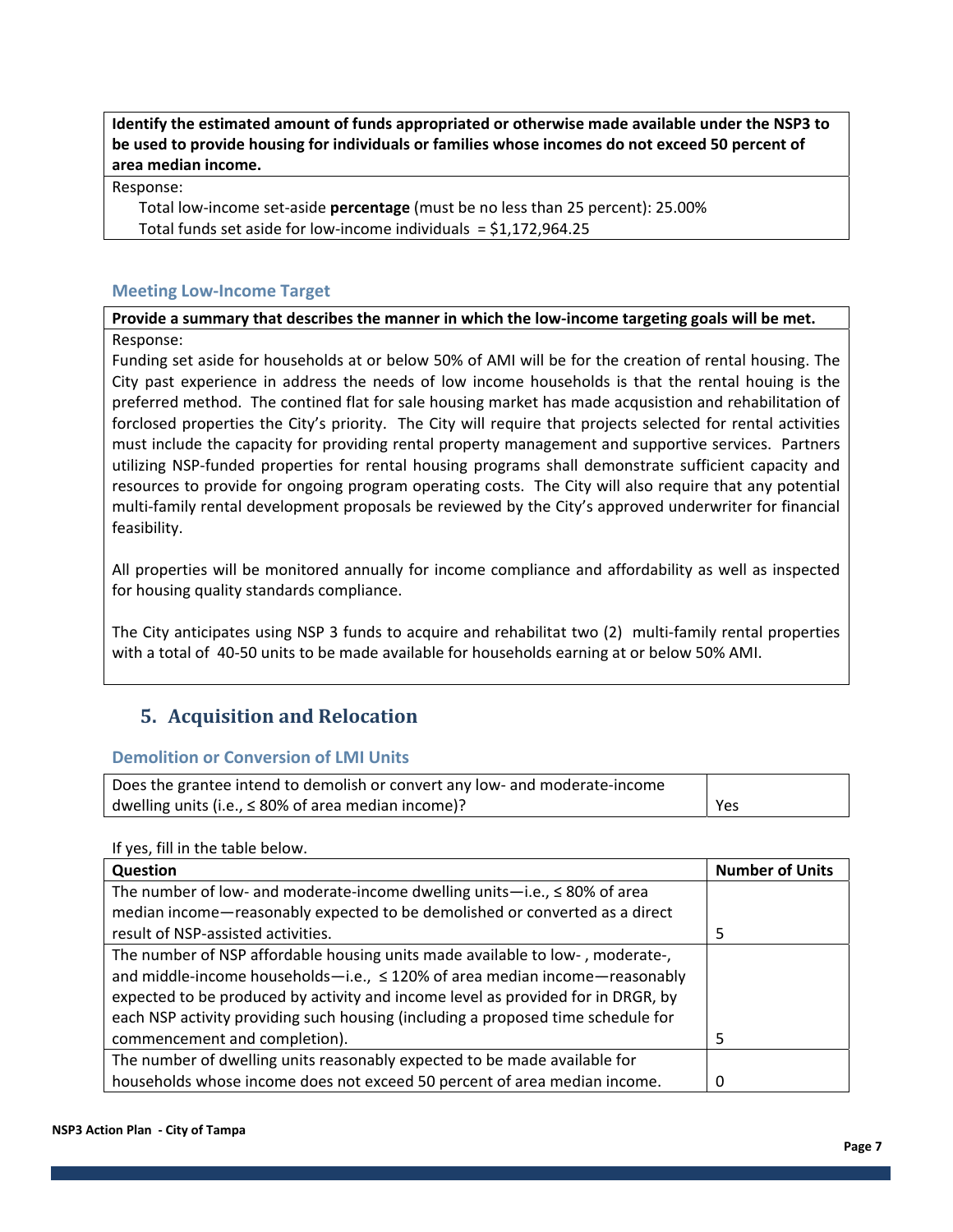**Identify the estimated amount of funds appropriated or otherwise made available under the NSP3 to be used to provide housing for individuals or families whose incomes do not exceed 50 percent of area median income.**

Response:

Total low-income set-aside **percentage** (must be no less than 25 percent): 25.00%

Total funds set aside for low-income individuals = $1,172,964.25

### Meeting Low-Income Target

**Provide a summary that describes the manner in which the low-income targeting goals will be met.**

Response:

Funding set aside for households at or below 50% of AMI will be for the creation of rental housing. The City past experience in address the needs of low income households is that the rental houing is the preferred method. The contined flat for sale housing market has made acqusistion and rehabilitation of forclosed properties the City's priority. The City will require that projects selected for rental activities must include the capacity for providing rental property management and supportive services. Partners utilizing NSP-funded properties for rental housing programs shall demonstrate sufficient capacity and resources to provide for ongoing program operating costs. The City will also require that any potential multi-family rental development proposals be reviewed by the City's approved underwriter for financial feasibility.

All properties will be monitored annually for income compliance and affordability as well as inspected for housing quality standards compliance.

The City anticipates using NSP 3 funds to acquire and rehabilitat two (2) multi-family rental properties with a total of 40-50 units to be made available for households earning at or below 50% AMI.

## 5. Acquisition and Relocation

### Demolition or Conversion of LMI Units

| Does the grantee intend to demolish or convert any low- and moderate-income dwelling units (i.e., ≤ 80% of area median income)? | Yes |
|---|---|

If yes, fill in the table below.

| Question | Number of Units |
|---|---|
| The number of low- and moderate-income dwelling units—i.e., ≤ 80% of area median income—reasonably expected to be demolished or converted as a direct result of NSP-assisted activities. | 5 |
| The number of NSP affordable housing units made available to low- , moderate-, and middle-income households—i.e., ≤ 120% of area median income—reasonably expected to be produced by activity and income level as provided for in DRGR, by each NSP activity providing such housing (including a proposed time schedule for commencement and completion). | 5 |
| The number of dwelling units reasonably expected to be made available for households whose income does not exceed 50 percent of area median income. | 0 |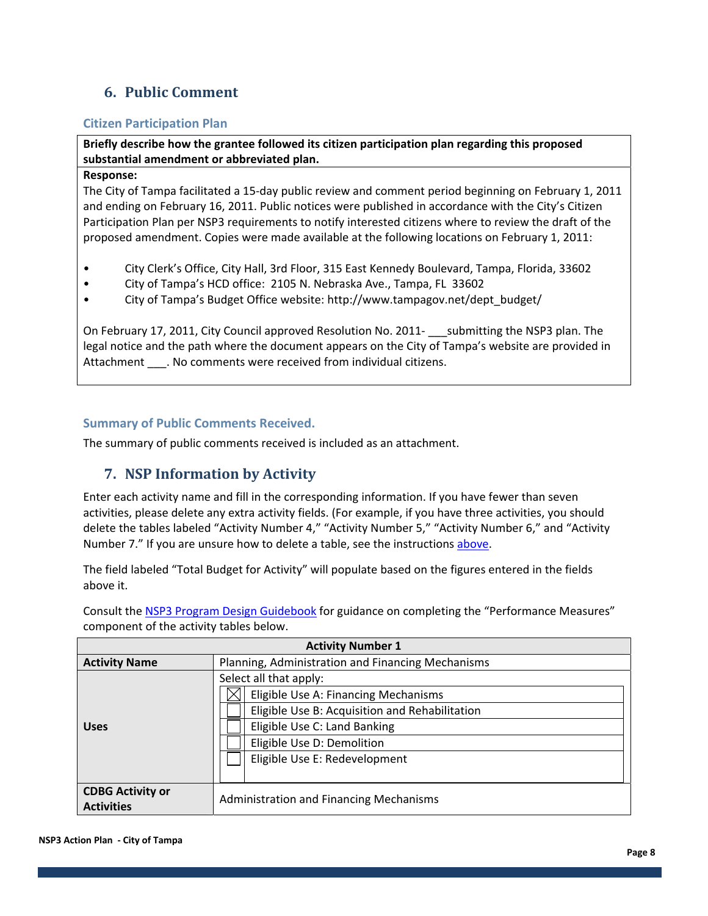## 6. Public Comment

### Citizen Participation Plan

| **Briefly describe how the grantee followed its citizen participation plan regarding this proposed substantial amendment or abbreviated plan.** |
|---|
| **Response:**<br>The City of Tampa facilitated a 15-day public review and comment period beginning on February 1, 2011 and ending on February 16, 2011. Public notices were published in accordance with the City's Citizen Participation Plan per NSP3 requirements to notify interested citizens where to review the draft of the proposed amendment. Copies were made available at the following locations on February 1, 2011:<br><br>• City Clerk's Office, City Hall, 3rd Floor, 315 East Kennedy Boulevard, Tampa, Florida, 33602<br>• City of Tampa's HCD office: 2105 N. Nebraska Ave., Tampa, FL 33602<br>• City of Tampa's Budget Office website: http://www.tampagov.net/dept_budget/<br><br>On February 17, 2011, City Council approved Resolution No. 2011- ___submitting the NSP3 plan. The legal notice and the path where the document appears on the City of Tampa's website are provided in Attachment ___. No comments were received from individual citizens. |

### Summary of Public Comments Received.

The summary of public comments received is included as an attachment.

## 7. NSP Information by Activity

Enter each activity name and fill in the corresponding information. If you have fewer than seven activities, please delete any extra activity fields. (For example, if you have three activities, you should delete the tables labeled "Activity Number 4," "Activity Number 5," "Activity Number 6," and "Activity Number 7." If you are unsure how to delete a table, see the instructions above.

The field labeled "Total Budget for Activity" will populate based on the figures entered in the fields above it.

Consult the NSP3 Program Design Guidebook for guidance on completing the "Performance Measures" component of the activity tables below.

| **Activity Number 1** | |
|---|---|
| **Activity Name** | Planning, Administration and Financing Mechanisms |
| **Uses** | Select all that apply:<br>☒ Eligible Use A: Financing Mechanisms<br>☐ Eligible Use B: Acquisition and Rehabilitation<br>☐ Eligible Use C: Land Banking<br>☐ Eligible Use D: Demolition<br>☐ Eligible Use E: Redevelopment |
| **CDBG Activity or Activities** | Administration and Financing Mechanisms |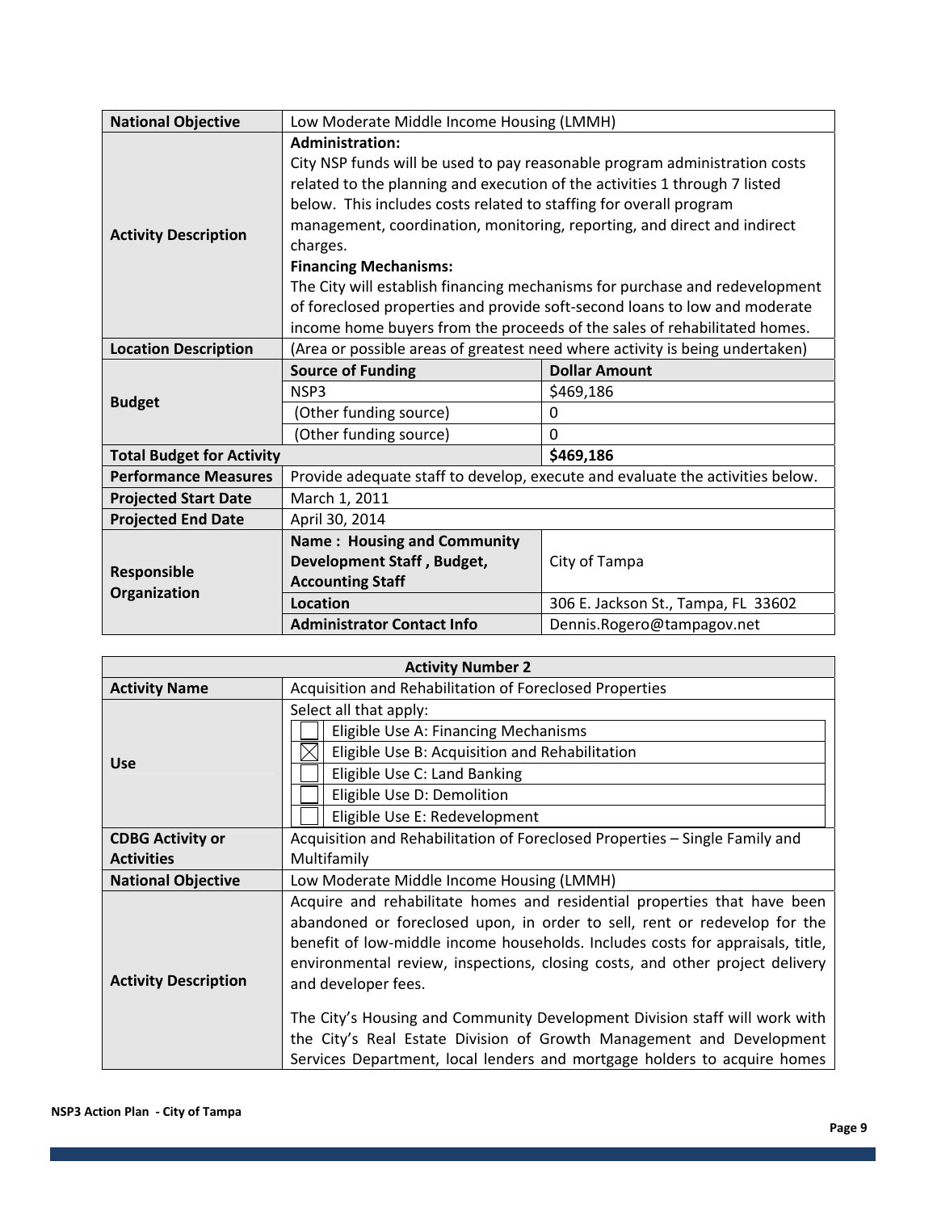| | | |
|---|---|---|
| **National Objective** | Low Moderate Middle Income Housing (LMMH) | |
| **Activity Description** | **Administration:**<br>City NSP funds will be used to pay reasonable program administration costs related to the planning and execution of the activities 1 through 7 listed below. This includes costs related to staffing for overall program management, coordination, monitoring, reporting, and direct and indirect charges.<br>**Financing Mechanisms:**<br>The City will establish financing mechanisms for purchase and redevelopment of foreclosed properties and provide soft-second loans to low and moderate income home buyers from the proceeds of the sales of rehabilitated homes. | |
| **Location Description** | (Area or possible areas of greatest need where activity is being undertaken) | |
| **Budget** | **Source of Funding** | **Dollar Amount** |
| | NSP3 | $469,186 |
| | (Other funding source) | 0 |
| | (Other funding source) | 0 |
| **Total Budget for Activity** | | **$469,186** |
| **Performance Measures** | Provide adequate staff to develop, execute and evaluate the activities below. | |
| **Projected Start Date** | March 1, 2011 | |
| **Projected End Date** | April 30, 2014 | |
| **Responsible Organization** | **Name : Housing and Community Development Staff , Budget, Accounting Staff** | City of Tampa |
| | **Location** | 306 E. Jackson St., Tampa, FL 33602 |
| | **Administrator Contact Info** | Dennis.Rogero@tampagov.net |

| **Activity Number 2** | |
|---|---|
| **Activity Name** | Acquisition and Rehabilitation of Foreclosed Properties |
| **Use** | Select all that apply:<br>☐ Eligible Use A: Financing Mechanisms<br>☒ Eligible Use B: Acquisition and Rehabilitation<br>☐ Eligible Use C: Land Banking<br>☐ Eligible Use D: Demolition<br>☐ Eligible Use E: Redevelopment |
| **CDBG Activity or Activities** | Acquisition and Rehabilitation of Foreclosed Properties – Single Family and Multifamily |
| **National Objective** | Low Moderate Middle Income Housing (LMMH) |
| **Activity Description** | Acquire and rehabilitate homes and residential properties that have been abandoned or foreclosed upon, in order to sell, rent or redevelop for the benefit of low-middle income households. Includes costs for appraisals, title, environmental review, inspections, closing costs, and other project delivery and developer fees.<br><br>The City's Housing and Community Development Division staff will work with the City's Real Estate Division of Growth Management and Development Services Department, local lenders and mortgage holders to acquire homes |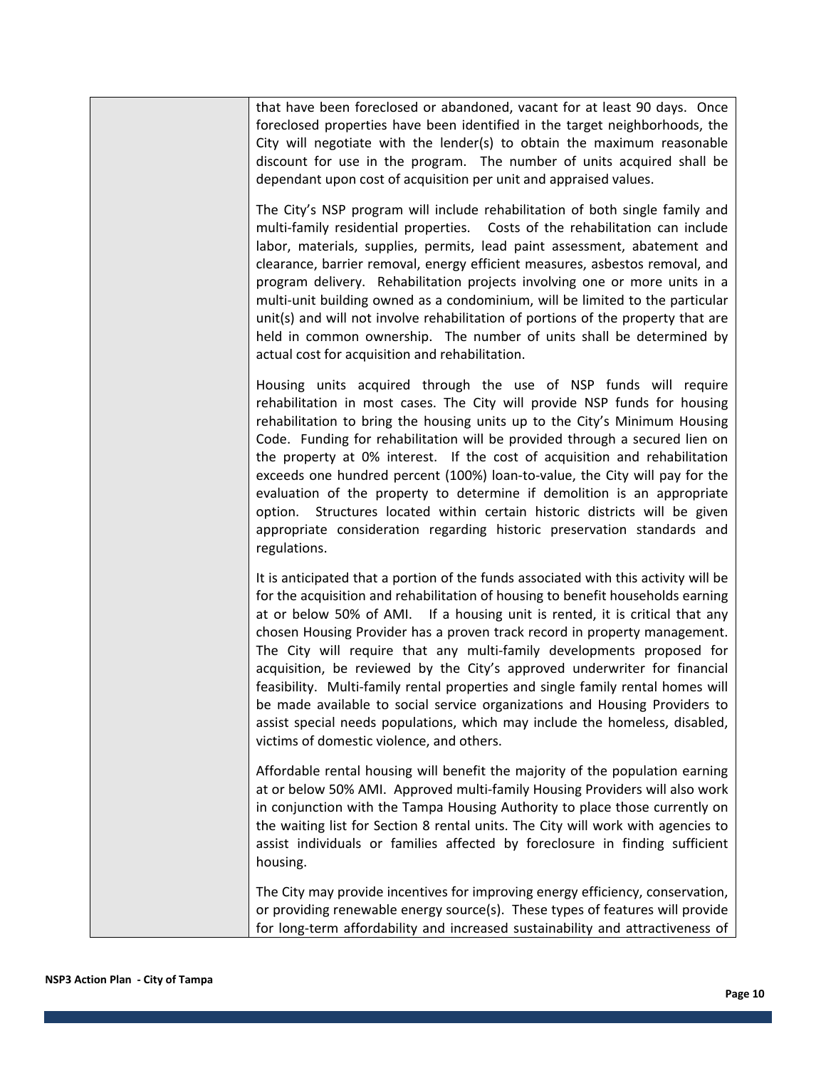| | |
|---|---|
| | that have been foreclosed or abandoned, vacant for at least 90 days. Once foreclosed properties have been identified in the target neighborhoods, the City will negotiate with the lender(s) to obtain the maximum reasonable discount for use in the program. The number of units acquired shall be dependant upon cost of acquisition per unit and appraised values.<br><br>The City's NSP program will include rehabilitation of both single family and multi-family residential properties. Costs of the rehabilitation can include labor, materials, supplies, permits, lead paint assessment, abatement and clearance, barrier removal, energy efficient measures, asbestos removal, and program delivery. Rehabilitation projects involving one or more units in a multi-unit building owned as a condominium, will be limited to the particular unit(s) and will not involve rehabilitation of portions of the property that are held in common ownership. The number of units shall be determined by actual cost for acquisition and rehabilitation.<br><br>Housing units acquired through the use of NSP funds will require rehabilitation in most cases. The City will provide NSP funds for housing rehabilitation to bring the housing units up to the City's Minimum Housing Code. Funding for rehabilitation will be provided through a secured lien on the property at 0% interest. If the cost of acquisition and rehabilitation exceeds one hundred percent (100%) loan-to-value, the City will pay for the evaluation of the property to determine if demolition is an appropriate option. Structures located within certain historic districts will be given appropriate consideration regarding historic preservation standards and regulations.<br><br>It is anticipated that a portion of the funds associated with this activity will be for the acquisition and rehabilitation of housing to benefit households earning at or below 50% of AMI. If a housing unit is rented, it is critical that any chosen Housing Provider has a proven track record in property management. The City will require that any multi-family developments proposed for acquisition, be reviewed by the City's approved underwriter for financial feasibility. Multi-family rental properties and single family rental homes will be made available to social service organizations and Housing Providers to assist special needs populations, which may include the homeless, disabled, victims of domestic violence, and others.<br><br>Affordable rental housing will benefit the majority of the population earning at or below 50% AMI. Approved multi-family Housing Providers will also work in conjunction with the Tampa Housing Authority to place those currently on the waiting list for Section 8 rental units. The City will work with agencies to assist individuals or families affected by foreclosure in finding sufficient housing.<br><br>The City may provide incentives for improving energy efficiency, conservation, or providing renewable energy source(s). These types of features will provide for long-term affordability and increased sustainability and attractiveness of |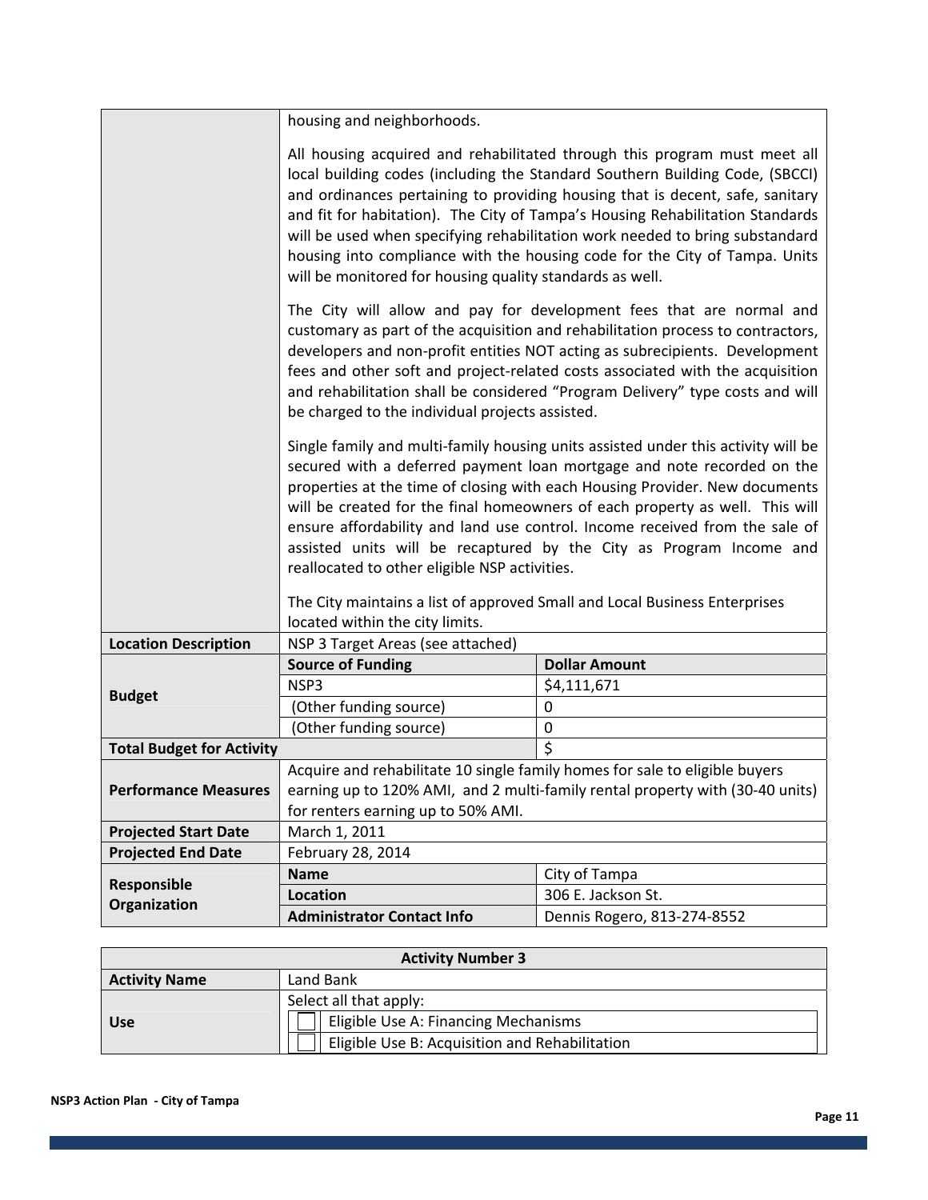| | | |
|---|---|---|
| | housing and neighborhoods.<br><br>All housing acquired and rehabilitated through this program must meet all local building codes (including the Standard Southern Building Code, (SBCCI) and ordinances pertaining to providing housing that is decent, safe, sanitary and fit for habitation). The City of Tampa's Housing Rehabilitation Standards will be used when specifying rehabilitation work needed to bring substandard housing into compliance with the housing code for the City of Tampa. Units will be monitored for housing quality standards as well.<br><br>The City will allow and pay for development fees that are normal and customary as part of the acquisition and rehabilitation process to contractors, developers and non-profit entities NOT acting as subrecipients. Development fees and other soft and project-related costs associated with the acquisition and rehabilitation shall be considered "Program Delivery" type costs and will be charged to the individual projects assisted.<br><br>Single family and multi-family housing units assisted under this activity will be secured with a deferred payment loan mortgage and note recorded on the properties at the time of closing with each Housing Provider. New documents will be created for the final homeowners of each property as well. This will ensure affordability and land use control. Income received from the sale of assisted units will be recaptured by the City as Program Income and reallocated to other eligible NSP activities.<br><br>The City maintains a list of approved Small and Local Business Enterprises located within the city limits. | |
| **Location Description** | NSP 3 Target Areas (see attached) | |
| **Budget** | **Source of Funding** | **Dollar Amount** |
| | NSP3 | $4,111,671 |
| | (Other funding source) | 0 |
| | (Other funding source) | 0 |
| **Total Budget for Activity** | | $ |
| **Performance Measures** | Acquire and rehabilitate 10 single family homes for sale to eligible buyers earning up to 120% AMI, and 2 multi-family rental property with (30-40 units) for renters earning up to 50% AMI. | |
| **Projected Start Date** | March 1, 2011 | |
| **Projected End Date** | February 28, 2014 | |
| **Responsible Organization** | **Name** | City of Tampa |
| | **Location** | 306 E. Jackson St. |
| | **Administrator Contact Info** | Dennis Rogero, 813-274-8552 |

| **Activity Number 3** | |
|---|---|
| **Activity Name** | Land Bank |
| **Use** | Select all that apply:<br>☐ Eligible Use A: Financing Mechanisms<br>☐ Eligible Use B: Acquisition and Rehabilitation |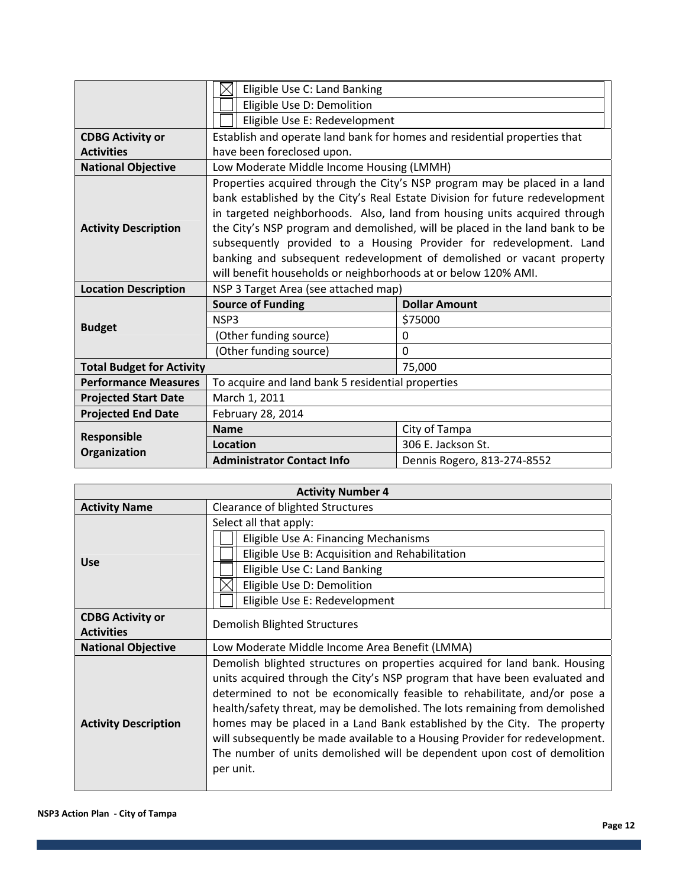| | |
|---|---|
| | ☒ Eligible Use C: Land Banking<br>☐ Eligible Use D: Demolition<br>☐ Eligible Use E: Redevelopment |
| **CDBG Activity or Activities** | Establish and operate land bank for homes and residential properties that have been foreclosed upon. |
| **National Objective** | Low Moderate Middle Income Housing (LMMH) |
| **Activity Description** | Properties acquired through the City's NSP program may be placed in a land bank established by the City's Real Estate Division for future redevelopment in targeted neighborhoods. Also, land from housing units acquired through the City's NSP program and demolished, will be placed in the land bank to be subsequently provided to a Housing Provider for redevelopment. Land banking and subsequent redevelopment of demolished or vacant property will benefit households or neighborhoods at or below 120% AMI. |
| **Location Description** | NSP 3 Target Area (see attached map) |

| | | |
|---|---|---|
| **Budget** | **Source of Funding** | **Dollar Amount** |
| | NSP3 | $75000 |
| | (Other funding source) | 0 |
| | (Other funding source) | 0 |
| **Total Budget for Activity** | | 75,000 |
| **Performance Measures** | To acquire and land bank 5 residential properties | |
| **Projected Start Date** | March 1, 2011 | |
| **Projected End Date** | February 28, 2014 | |
| **Responsible Organization** | **Name** | City of Tampa |
| | **Location** | 306 E. Jackson St. |
| | **Administrator Contact Info** | Dennis Rogero, 813-274-8552 |

| **Activity Number 4** | |
|---|---|
| **Activity Name** | Clearance of blighted Structures |
| **Use** | Select all that apply:<br>☐ Eligible Use A: Financing Mechanisms<br>☐ Eligible Use B: Acquisition and Rehabilitation<br>☐ Eligible Use C: Land Banking<br>☒ Eligible Use D: Demolition<br>☐ Eligible Use E: Redevelopment |
| **CDBG Activity or Activities** | Demolish Blighted Structures |
| **National Objective** | Low Moderate Middle Income Area Benefit (LMMA) |
| **Activity Description** | Demolish blighted structures on properties acquired for land bank. Housing units acquired through the City's NSP program that have been evaluated and determined to not be economically feasible to rehabilitate, and/or pose a health/safety threat, may be demolished. The lots remaining from demolished homes may be placed in a Land Bank established by the City. The property will subsequently be made available to a Housing Provider for redevelopment. The number of units demolished will be dependent upon cost of demolition per unit. |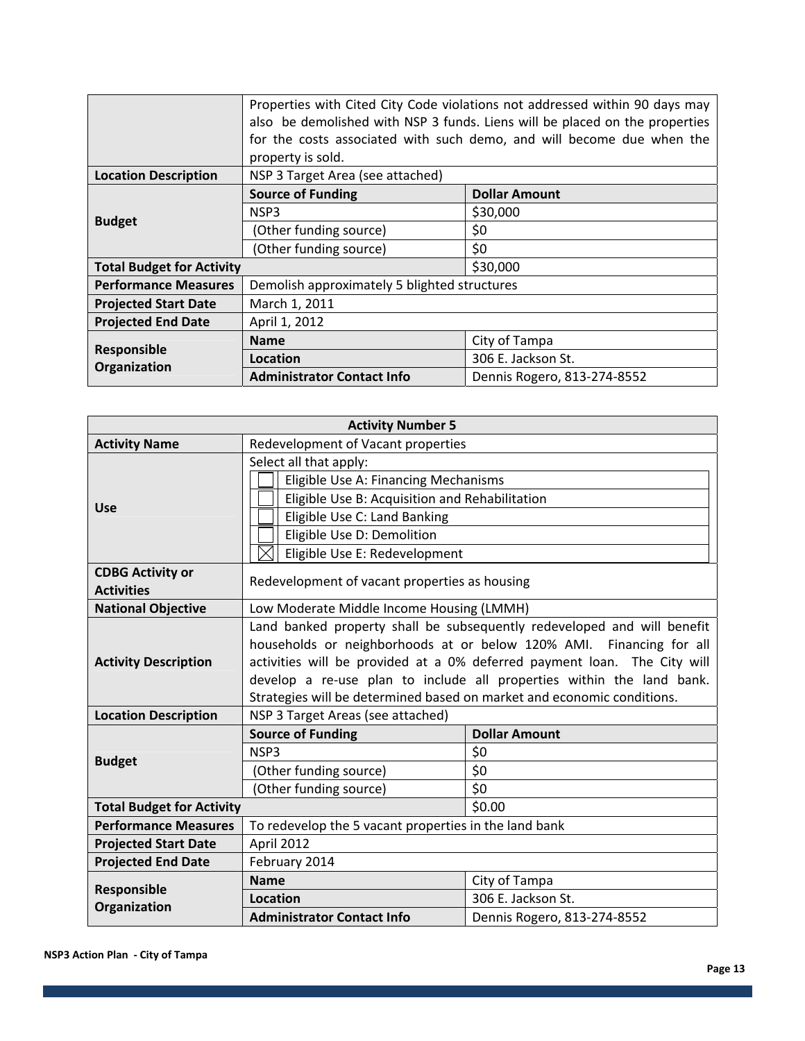| | | |
|---|---|---|
| | Properties with Cited City Code violations not addressed within 90 days may also be demolished with NSP 3 funds. Liens will be placed on the properties for the costs associated with such demo, and will become due when the property is sold. | |
| **Location Description** | NSP 3 Target Area (see attached) | |
| **Budget** | **Source of Funding** | **Dollar Amount** |
| | NSP3 | $30,000 |
| | (Other funding source) | $0 |
| | (Other funding source) | $0 |
| **Total Budget for Activity** | | $30,000 |
| **Performance Measures** | Demolish approximately 5 blighted structures | |
| **Projected Start Date** | March 1, 2011 | |
| **Projected End Date** | April 1, 2012 | |
| **Responsible Organization** | **Name** | City of Tampa |
| | **Location** | 306 E. Jackson St. |
| | **Administrator Contact Info** | Dennis Rogero, 813-274-8552 |

| **Activity Number 5** | | |
|---|---|---|
| **Activity Name** | Redevelopment of Vacant properties | |
| **Use** | Select all that apply: | |
| | ☐ Eligible Use A: Financing Mechanisms | |
| | ☐ Eligible Use B: Acquisition and Rehabilitation | |
| | ☐ Eligible Use C: Land Banking | |
| | ☐ Eligible Use D: Demolition | |
| | ☒ Eligible Use E: Redevelopment | |
| **CDBG Activity or Activities** | Redevelopment of vacant properties as housing | |
| **National Objective** | Low Moderate Middle Income Housing (LMMH) | |
| **Activity Description** | Land banked property shall be subsequently redeveloped and will benefit households or neighborhoods at or below 120% AMI. Financing for all activities will be provided at a 0% deferred payment loan. The City will develop a re-use plan to include all properties within the land bank. Strategies will be determined based on market and economic conditions. | |
| **Location Description** | NSP 3 Target Areas (see attached) | |
| **Budget** | **Source of Funding** | **Dollar Amount** |
| | NSP3 | $0 |
| | (Other funding source) | $0 |
| | (Other funding source) | $0 |
| **Total Budget for Activity** | | $0.00 |
| **Performance Measures** | To redevelop the 5 vacant properties in the land bank | |
| **Projected Start Date** | April 2012 | |
| **Projected End Date** | February 2014 | |
| **Responsible Organization** | **Name** | City of Tampa |
| | **Location** | 306 E. Jackson St. |
| | **Administrator Contact Info** | Dennis Rogero, 813-274-8552 |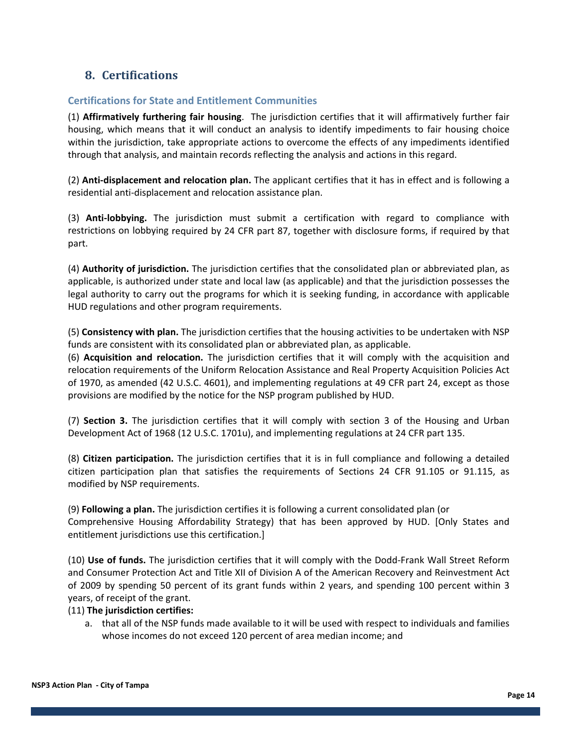## 8. Certifications

### Certifications for State and Entitlement Communities

(1) **Affirmatively furthering fair housing**. The jurisdiction certifies that it will affirmatively further fair housing, which means that it will conduct an analysis to identify impediments to fair housing choice within the jurisdiction, take appropriate actions to overcome the effects of any impediments identified through that analysis, and maintain records reflecting the analysis and actions in this regard.

(2) **Anti-displacement and relocation plan.** The applicant certifies that it has in effect and is following a residential anti-displacement and relocation assistance plan.

(3) **Anti-lobbying.** The jurisdiction must submit a certification with regard to compliance with restrictions on lobbying required by 24 CFR part 87, together with disclosure forms, if required by that part.

(4) **Authority of jurisdiction.** The jurisdiction certifies that the consolidated plan or abbreviated plan, as applicable, is authorized under state and local law (as applicable) and that the jurisdiction possesses the legal authority to carry out the programs for which it is seeking funding, in accordance with applicable HUD regulations and other program requirements.

(5) **Consistency with plan.** The jurisdiction certifies that the housing activities to be undertaken with NSP funds are consistent with its consolidated plan or abbreviated plan, as applicable.

(6) **Acquisition and relocation.** The jurisdiction certifies that it will comply with the acquisition and relocation requirements of the Uniform Relocation Assistance and Real Property Acquisition Policies Act of 1970, as amended (42 U.S.C. 4601), and implementing regulations at 49 CFR part 24, except as those provisions are modified by the notice for the NSP program published by HUD.

(7) **Section 3.** The jurisdiction certifies that it will comply with section 3 of the Housing and Urban Development Act of 1968 (12 U.S.C. 1701u), and implementing regulations at 24 CFR part 135.

(8) **Citizen participation.** The jurisdiction certifies that it is in full compliance and following a detailed citizen participation plan that satisfies the requirements of Sections 24 CFR 91.105 or 91.115, as modified by NSP requirements.

(9) **Following a plan.** The jurisdiction certifies it is following a current consolidated plan (or Comprehensive Housing Affordability Strategy) that has been approved by HUD. [Only States and entitlement jurisdictions use this certification.]

(10) **Use of funds.** The jurisdiction certifies that it will comply with the Dodd-Frank Wall Street Reform and Consumer Protection Act and Title XII of Division A of the American Recovery and Reinvestment Act of 2009 by spending 50 percent of its grant funds within 2 years, and spending 100 percent within 3 years, of receipt of the grant.

(11) **The jurisdiction certifies:**

a. that all of the NSP funds made available to it will be used with respect to individuals and families whose incomes do not exceed 120 percent of area median income; and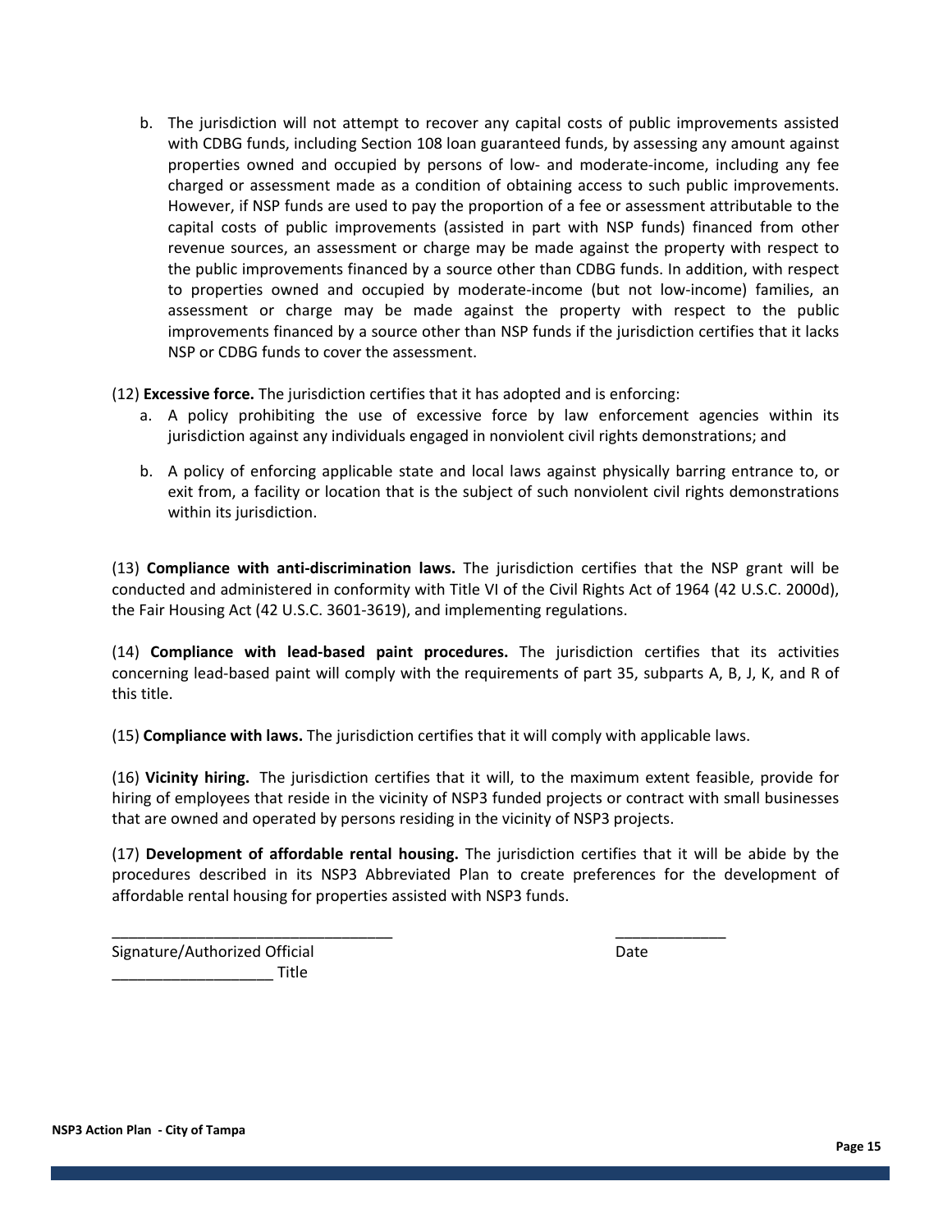b. The jurisdiction will not attempt to recover any capital costs of public improvements assisted with CDBG funds, including Section 108 loan guaranteed funds, by assessing any amount against properties owned and occupied by persons of low- and moderate-income, including any fee charged or assessment made as a condition of obtaining access to such public improvements. However, if NSP funds are used to pay the proportion of a fee or assessment attributable to the capital costs of public improvements (assisted in part with NSP funds) financed from other revenue sources, an assessment or charge may be made against the property with respect to the public improvements financed by a source other than CDBG funds. In addition, with respect to properties owned and occupied by moderate-income (but not low-income) families, an assessment or charge may be made against the property with respect to the public improvements financed by a source other than NSP funds if the jurisdiction certifies that it lacks NSP or CDBG funds to cover the assessment.

(12) **Excessive force.** The jurisdiction certifies that it has adopted and is enforcing:

a. A policy prohibiting the use of excessive force by law enforcement agencies within its jurisdiction against any individuals engaged in nonviolent civil rights demonstrations; and

b. A policy of enforcing applicable state and local laws against physically barring entrance to, or exit from, a facility or location that is the subject of such nonviolent civil rights demonstrations within its jurisdiction.

(13) **Compliance with anti-discrimination laws.** The jurisdiction certifies that the NSP grant will be conducted and administered in conformity with Title VI of the Civil Rights Act of 1964 (42 U.S.C. 2000d), the Fair Housing Act (42 U.S.C. 3601-3619), and implementing regulations.

(14) **Compliance with lead-based paint procedures.** The jurisdiction certifies that its activities concerning lead-based paint will comply with the requirements of part 35, subparts A, B, J, K, and R of this title.

(15) **Compliance with laws.** The jurisdiction certifies that it will comply with applicable laws.

(16) **Vicinity hiring.** The jurisdiction certifies that it will, to the maximum extent feasible, provide for hiring of employees that reside in the vicinity of NSP3 funded projects or contract with small businesses that are owned and operated by persons residing in the vicinity of NSP3 projects.

(17) **Development of affordable rental housing.** The jurisdiction certifies that it will be abide by the procedures described in its NSP3 Abbreviated Plan to create preferences for the development of affordable rental housing for properties assisted with NSP3 funds.

_________________________________ &nbsp;&nbsp;&nbsp;&nbsp;&nbsp;&nbsp;&nbsp;&nbsp; _____________

Signature/Authorized Official &nbsp;&nbsp;&nbsp;&nbsp;&nbsp;&nbsp;&nbsp;&nbsp; Date

___________________ Title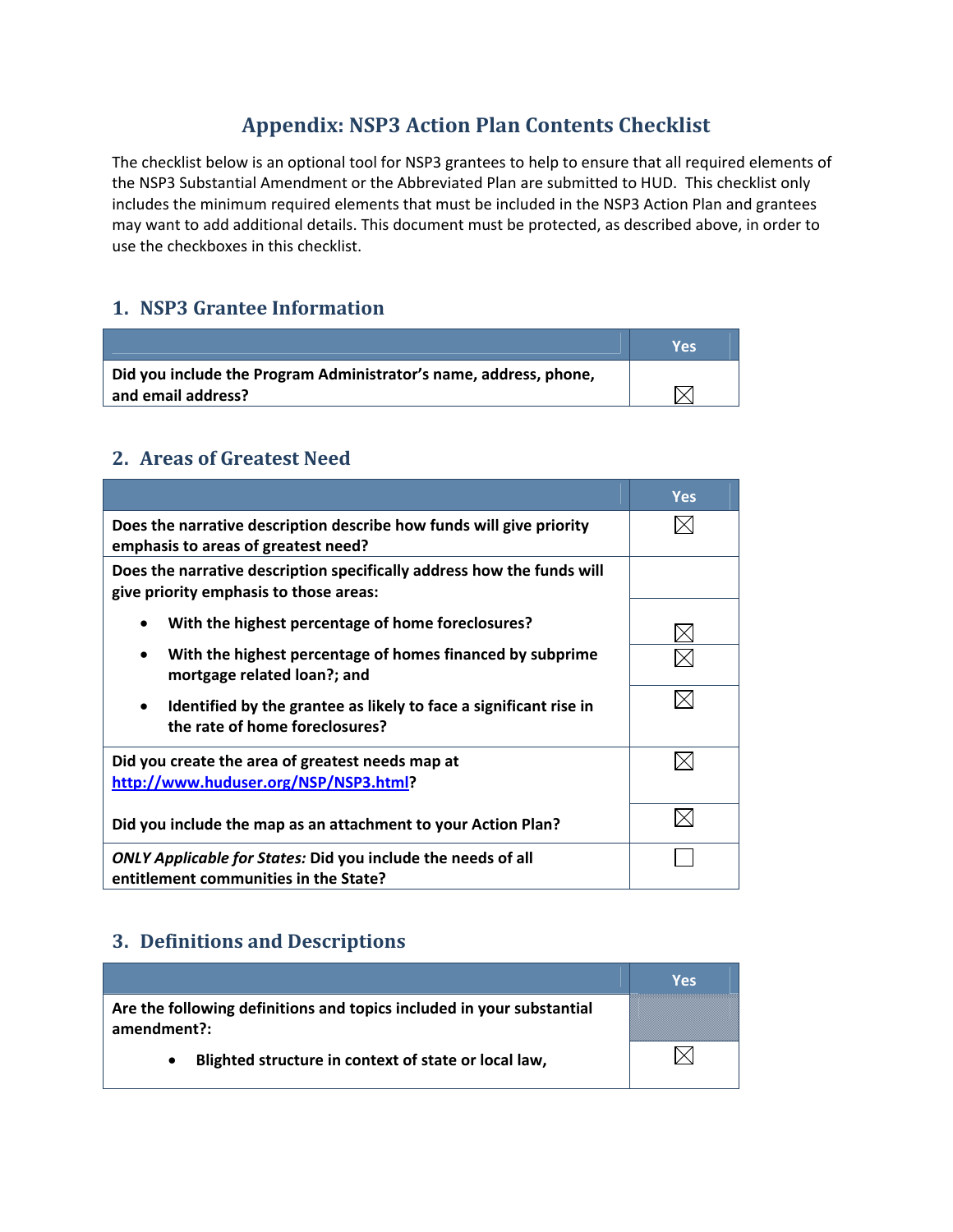# Appendix: NSP3 Action Plan Contents Checklist

The checklist below is an optional tool for NSP3 grantees to help to ensure that all required elements of the NSP3 Substantial Amendment or the Abbreviated Plan are submitted to HUD. This checklist only includes the minimum required elements that must be included in the NSP3 Action Plan and grantees may want to add additional details. This document must be protected, as described above, in order to use the checkboxes in this checklist.

## 1. NSP3 Grantee Information

| | Yes |
|---|---|
| **Did you include the Program Administrator's name, address, phone, and email address?** | ☒ |

## 2. Areas of Greatest Need

| | Yes |
|---|---|
| **Does the narrative description describe how funds will give priority emphasis to areas of greatest need?** | ☒ |
| **Does the narrative description specifically address how the funds will give priority emphasis to those areas:** | |
| • **With the highest percentage of home foreclosures?** | ☒ |
| • **With the highest percentage of homes financed by subprime mortgage related loan?; and** | ☒ |
| • **Identified by the grantee as likely to face a significant rise in the rate of home foreclosures?** | ☒ |
| **Did you create the area of greatest needs map at [http://www.huduser.org/NSP/NSP3.html](http://www.huduser.org/NSP/NSP3.html)?** | ☒ |
| **Did you include the map as an attachment to your Action Plan?** | ☒ |
| ***ONLY Applicable for States:*** **Did you include the needs of all entitlement communities in the State?** | ☐ |

## 3. Definitions and Descriptions

| | Yes |
|---|---|
| **Are the following definitions and topics included in your substantial amendment?:** | |
| • **Blighted structure in context of state or local law,** | ☒ |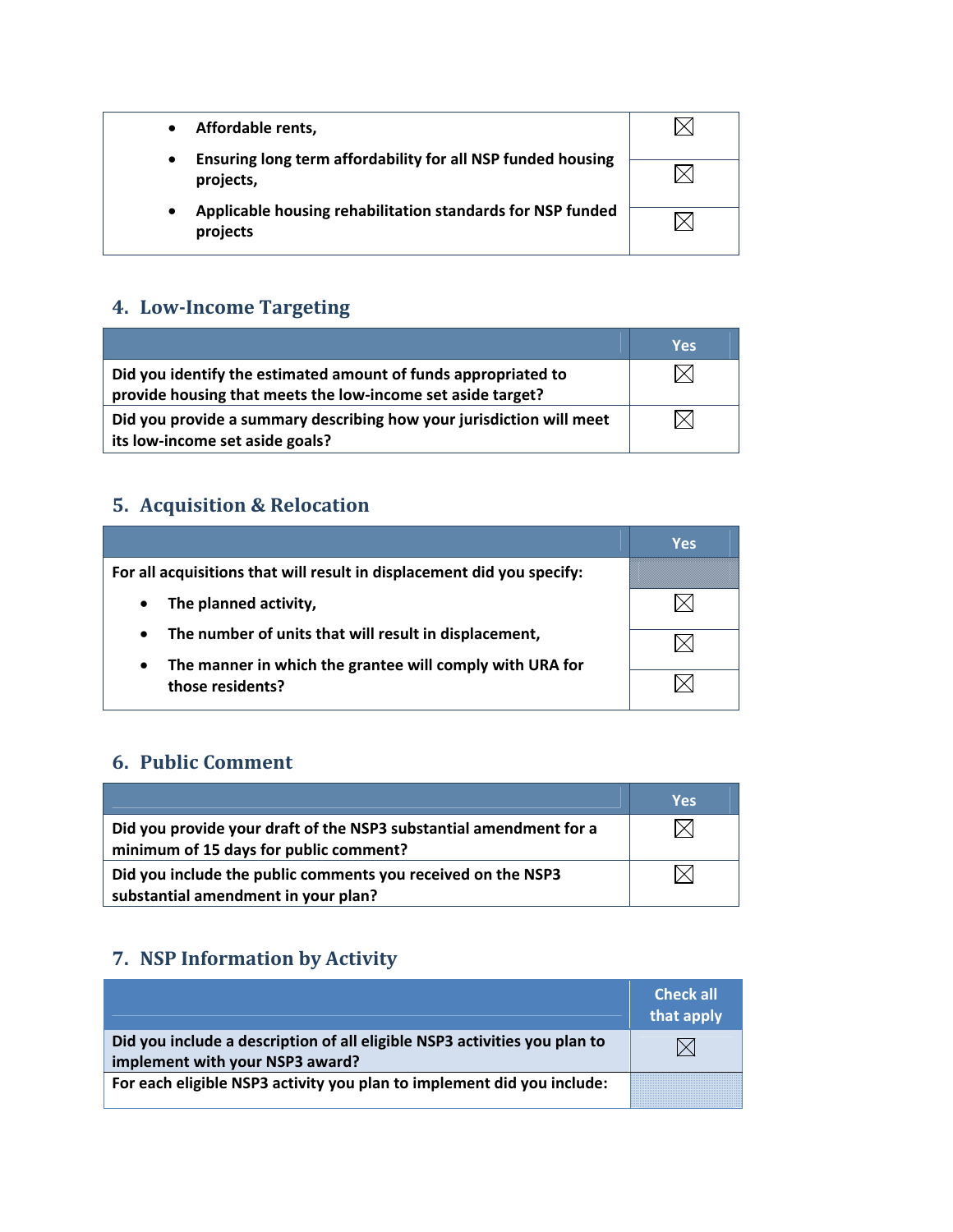| | |
|---|---|
| • Affordable rents, | ☒ |
| • Ensuring long term affordability for all NSP funded housing projects, | ☒ |
| • Applicable housing rehabilitation standards for NSP funded projects | ☒ |

## 4. Low-Income Targeting

| | Yes |
|---|---|
| Did you identify the estimated amount of funds appropriated to provide housing that meets the low-income set aside target? | ☒ |
| Did you provide a summary describing how your jurisdiction will meet its low-income set aside goals? | ☒ |

## 5. Acquisition & Relocation

| | Yes |
|---|---|
| For all acquisitions that will result in displacement did you specify: | |
| • The planned activity, | ☒ |
| • The number of units that will result in displacement, | ☒ |
| • The manner in which the grantee will comply with URA for those residents? | ☒ |

## 6. Public Comment

| | Yes |
|---|---|
| Did you provide your draft of the NSP3 substantial amendment for a minimum of 15 days for public comment? | ☒ |
| Did you include the public comments you received on the NSP3 substantial amendment in your plan? | ☒ |

## 7. NSP Information by Activity

| | Check all that apply |
|---|---|
| Did you include a description of all eligible NSP3 activities you plan to implement with your NSP3 award? | ☒ |
| For each eligible NSP3 activity you plan to implement did you include: | |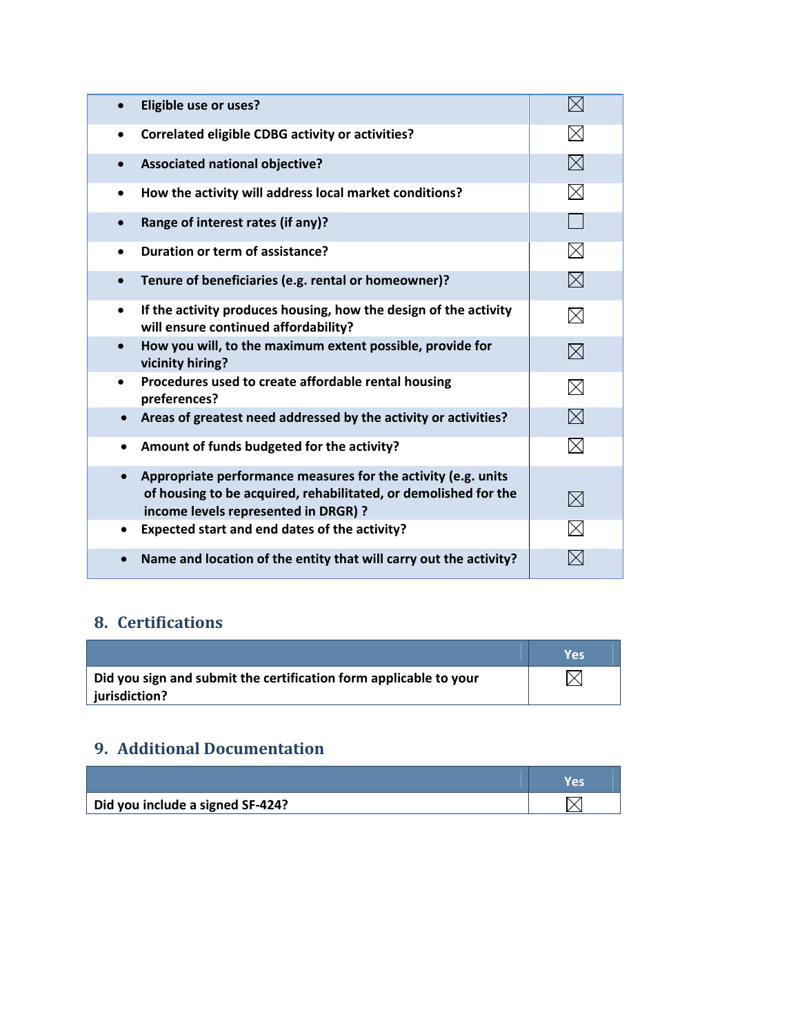| | |
|---|---|
| • **Eligible use or uses?** | ☒ |
| • **Correlated eligible CDBG activity or activities?** | ☒ |
| • **Associated national objective?** | ☒ |
| • **How the activity will address local market conditions?** | ☒ |
| • **Range of interest rates (if any)?** | ☐ |
| • **Duration or term of assistance?** | ☒ |
| • **Tenure of beneficiaries (e.g. rental or homeowner)?** | ☒ |
| • **If the activity produces housing, how the design of the activity will ensure continued affordability?** | ☒ |
| • **How you will, to the maximum extent possible, provide for vicinity hiring?** | ☒ |
| • **Procedures used to create affordable rental housing preferences?** | ☒ |
| • **Areas of greatest need addressed by the activity or activities?** | ☒ |
| • **Amount of funds budgeted for the activity?** | ☒ |
| • **Appropriate performance measures for the activity (e.g. units of housing to be acquired, rehabilitated, or demolished for the income levels represented in DRGR) ?** | ☒ |
| • **Expected start and end dates of the activity?** | ☒ |
| • **Name and location of the entity that will carry out the activity?** | ☒ |

## 8. Certifications

| | Yes |
|---|---|
| **Did you sign and submit the certification form applicable to your jurisdiction?** | ☒ |

## 9. Additional Documentation

| | Yes |
|---|---|
| **Did you include a signed SF-424?** | ☒ |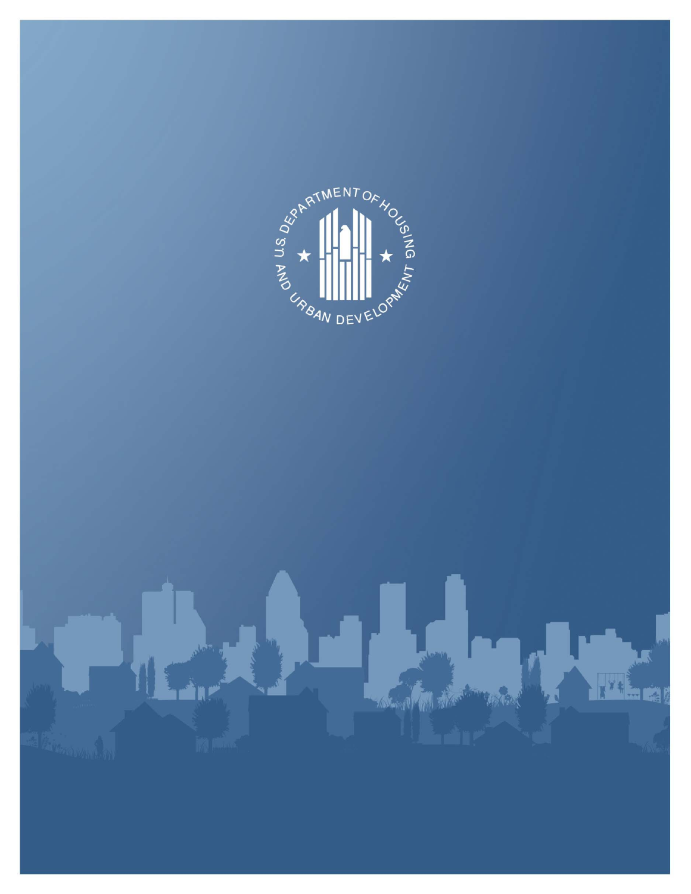U.S. DEPARTMENT OF HOUSING AND URBAN DEVELOPMENT